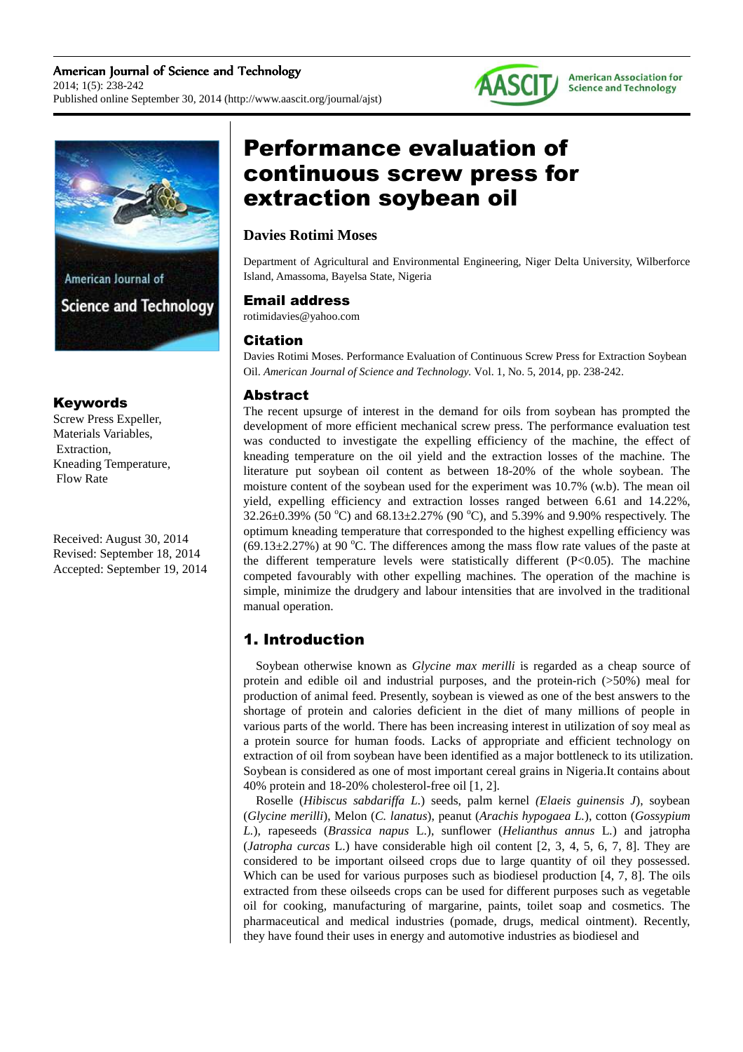# Performance evaluation of continuous screw press for extraction soybean oil

**Davies Rotimi Moses**

Department of Agricultural and Environmental Engineering, Niger Delta University, Wilberforce Island, Amassoma, Bayelsa State, Nigeria

## Email address

rotimidavies@yahoo.com

## Citation

Davies Rotimi Moses. Performance Evaluation of Continuous Screw Press for Extraction Soybean Oil. *American Journal of Science and Technology.* Vol. 1, No. 5, 2014, pp. 238-242.

## Keywords

Screw Press Expeller,
Materials Variables,
Extraction,
Kneading Temperature,
Flow Rate

Received: August 30, 2014
Revised: September 18, 2014
Accepted: September 19, 2014

## Abstract

The recent upsurge of interest in the demand for oils from soybean has prompted the development of more efficient mechanical screw press. The performance evaluation test was conducted to investigate the expelling efficiency of the machine, the effect of kneading temperature on the oil yield and the extraction losses of the machine. The literature put soybean oil content as between 18-20% of the whole soybean. The moisture content of the soybean used for the experiment was 10.7% (w.b). The mean oil yield, expelling efficiency and extraction losses ranged between 6.61 and 14.22%, 32.26±0.39% (50 $^{o}$C) and 68.13±2.27% (90 $^{o}$C), and 5.39% and 9.90% respectively. The optimum kneading temperature that corresponded to the highest expelling efficiency was (69.13±2.27%) at 90 $^{o}$C. The differences among the mass flow rate values of the paste at the different temperature levels were statistically different (P<0.05). The machine competed favourably with other expelling machines. The operation of the machine is simple, minimize the drudgery and labour intensities that are involved in the traditional manual operation.

## 1. Introduction

Soybean otherwise known as *Glycine max merilli* is regarded as a cheap source of protein and edible oil and industrial purposes, and the protein-rich (>50%) meal for production of animal feed. Presently, soybean is viewed as one of the best answers to the shortage of protein and calories deficient in the diet of many millions of people in various parts of the world. There has been increasing interest in utilization of soy meal as a protein source for human foods. Lacks of appropriate and efficient technology on extraction of oil from soybean have been identified as a major bottleneck to its utilization. Soybean is considered as one of most important cereal grains in Nigeria.It contains about 40% protein and 18-20% cholesterol-free oil [1, 2].

Roselle (*Hibiscus sabdariffa L.*) seeds, palm kernel *(Elaeis guinensis J*), soybean (*Glycine merilli*), Melon (*C. lanatus*), peanut (*Arachis hypogaea L.*), cotton (*Gossypium L.*), rapeseeds (*Brassica napus* L.), sunflower (*Helianthus annus* L.) and jatropha (*Jatropha curcas* L.) have considerable high oil content [2, 3, 4, 5, 6, 7, 8]. They are considered to be important oilseed crops due to large quantity of oil they possessed. Which can be used for various purposes such as biodiesel production [4, 7, 8]. The oils extracted from these oilseeds crops can be used for different purposes such as vegetable oil for cooking, manufacturing of margarine, paints, toilet soap and cosmetics. The pharmaceutical and medical industries (pomade, drugs, medical ointment). Recently, they have found their uses in energy and automotive industries as biodiesel and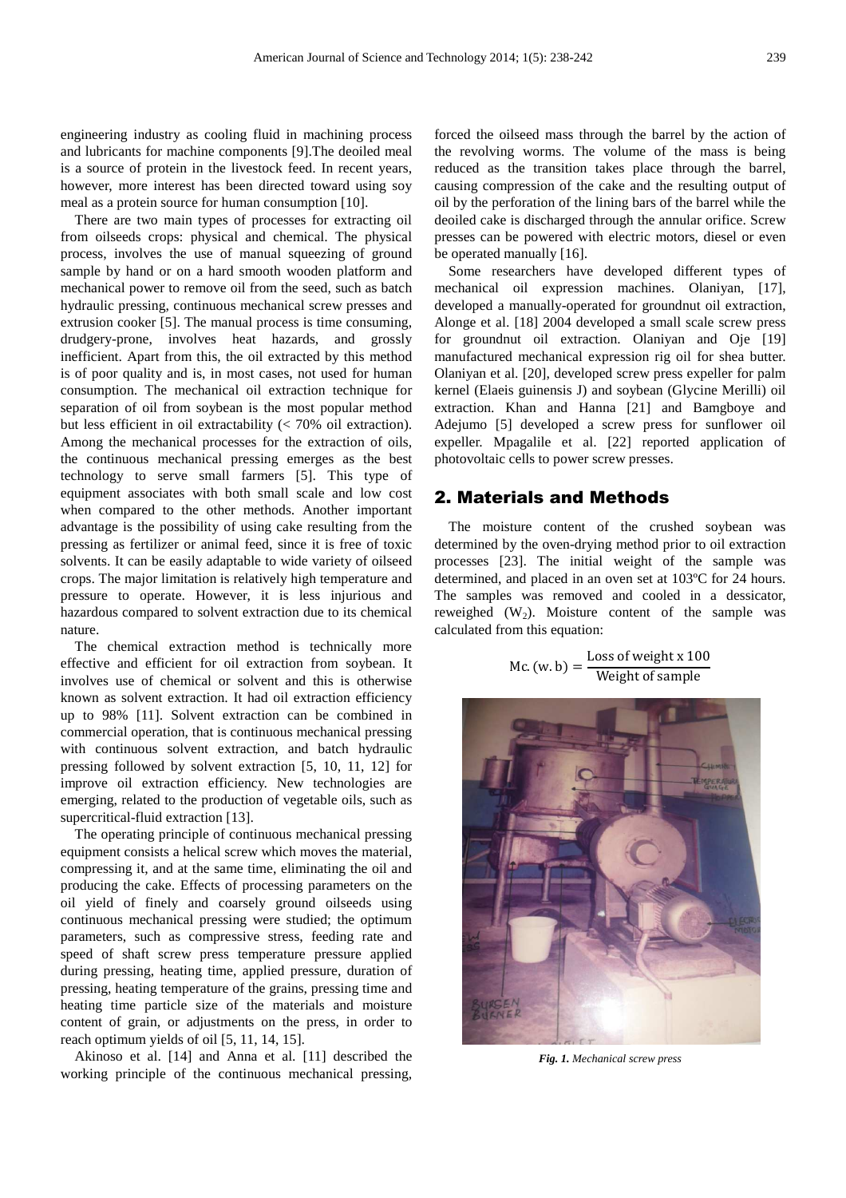engineering industry as cooling fluid in machining process and lubricants for machine components [9].The deoiled meal is a source of protein in the livestock feed. In recent years, however, more interest has been directed toward using soy meal as a protein source for human consumption [10].

There are two main types of processes for extracting oil from oilseeds crops: physical and chemical. The physical process, involves the use of manual squeezing of ground sample by hand or on a hard smooth wooden platform and mechanical power to remove oil from the seed, such as batch hydraulic pressing, continuous mechanical screw presses and extrusion cooker [5]. The manual process is time consuming, drudgery-prone, involves heat hazards, and grossly inefficient. Apart from this, the oil extracted by this method is of poor quality and is, in most cases, not used for human consumption. The mechanical oil extraction technique for separation of oil from soybean is the most popular method but less efficient in oil extractability (< 70% oil extraction). Among the mechanical processes for the extraction of oils, the continuous mechanical pressing emerges as the best technology to serve small farmers [5]. This type of equipment associates with both small scale and low cost when compared to the other methods. Another important advantage is the possibility of using cake resulting from the pressing as fertilizer or animal feed, since it is free of toxic solvents. It can be easily adaptable to wide variety of oilseed crops. The major limitation is relatively high temperature and pressure to operate. However, it is less injurious and hazardous compared to solvent extraction due to its chemical nature.

The chemical extraction method is technically more effective and efficient for oil extraction from soybean. It involves use of chemical or solvent and this is otherwise known as solvent extraction. It had oil extraction efficiency up to 98% [11]. Solvent extraction can be combined in commercial operation, that is continuous mechanical pressing with continuous solvent extraction, and batch hydraulic pressing followed by solvent extraction [5, 10, 11, 12] for improve oil extraction efficiency. New technologies are emerging, related to the production of vegetable oils, such as supercritical-fluid extraction [13].

The operating principle of continuous mechanical pressing equipment consists a helical screw which moves the material, compressing it, and at the same time, eliminating the oil and producing the cake. Effects of processing parameters on the oil yield of finely and coarsely ground oilseeds using continuous mechanical pressing were studied; the optimum parameters, such as compressive stress, feeding rate and speed of shaft screw press temperature pressure applied during pressing, heating time, applied pressure, duration of pressing, heating temperature of the grains, pressing time and heating time particle size of the materials and moisture content of grain, or adjustments on the press, in order to reach optimum yields of oil [5, 11, 14, 15].

Akinoso et al. [14] and Anna et al. [11] described the working principle of the continuous mechanical pressing, forced the oilseed mass through the barrel by the action of the revolving worms. The volume of the mass is being reduced as the transition takes place through the barrel, causing compression of the cake and the resulting output of oil by the perforation of the lining bars of the barrel while the deoiled cake is discharged through the annular orifice. Screw presses can be powered with electric motors, diesel or even be operated manually [16].

Some researchers have developed different types of mechanical oil expression machines. Olaniyan, [17], developed a manually-operated for groundnut oil extraction, Alonge et al. [18] 2004 developed a small scale screw press for groundnut oil extraction. Olaniyan and Oje [19] manufactured mechanical expression rig oil for shea butter. Olaniyan et al. [20], developed screw press expeller for palm kernel (Elaeis guinensis J) and soybean (Glycine Merilli) oil extraction. Khan and Hanna [21] and Bamgboye and Adejumo [5] developed a screw press for sunflower oil expeller. Mpagalile et al. [22] reported application of photovoltaic cells to power screw presses.

## 2. Materials and Methods

The moisture content of the crushed soybean was determined by the oven-drying method prior to oil extraction processes [23]. The initial weight of the sample was determined, and placed in an oven set at 103ºC for 24 hours. The samples was removed and cooled in a dessicator, reweighed ($W_2$). Moisture content of the sample was calculated from this equation:

$$\text{Mc. (w. b)} = \frac{\text{Loss of weight x 100}}{\text{Weight of sample}}$$

*Fig. 1. Mechanical screw press*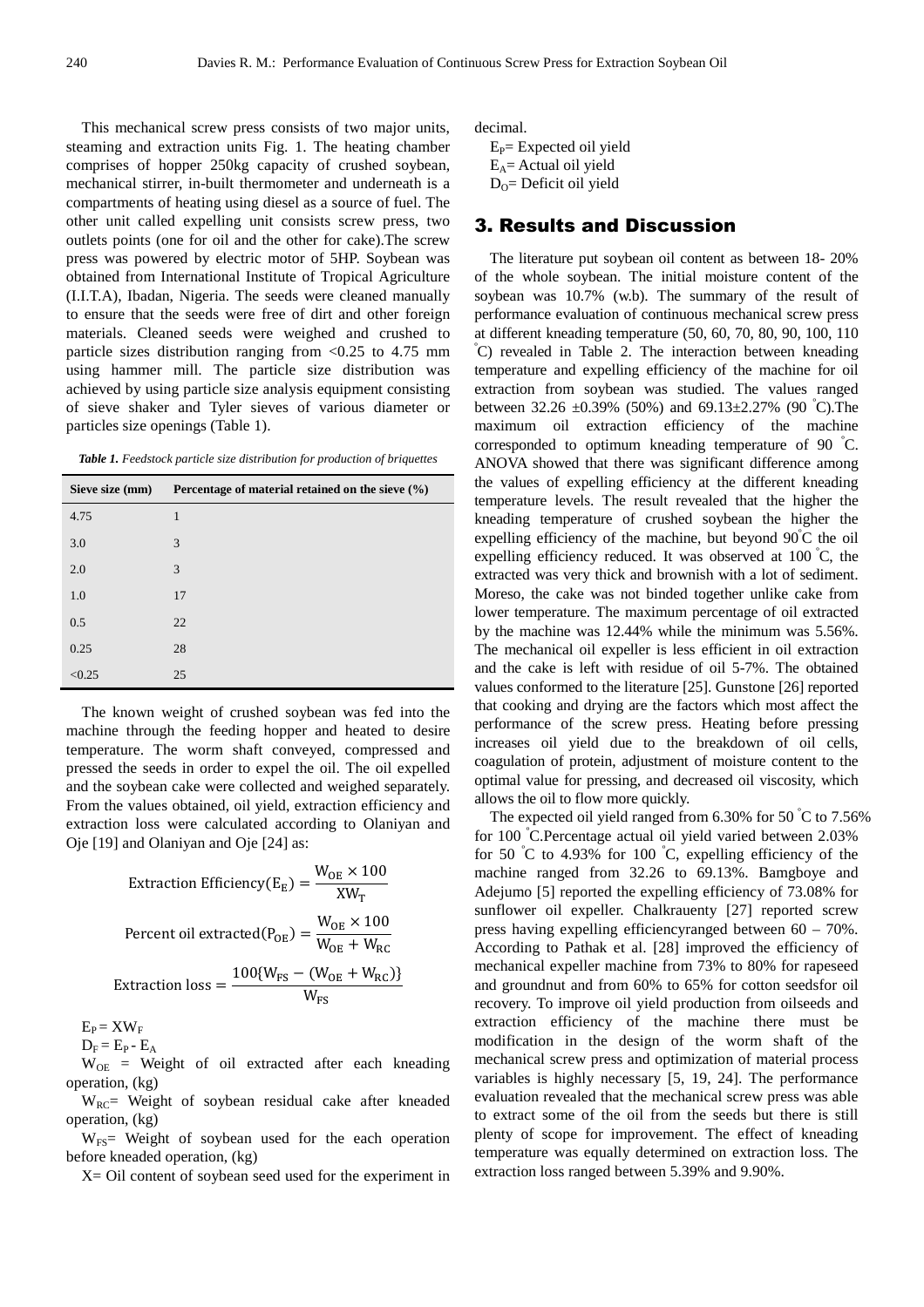This mechanical screw press consists of two major units, steaming and extraction units Fig. 1. The heating chamber comprises of hopper 250kg capacity of crushed soybean, mechanical stirrer, in-built thermometer and underneath is a compartments of heating using diesel as a source of fuel. The other unit called expelling unit consists screw press, two outlets points (one for oil and the other for cake).The screw press was powered by electric motor of 5HP. Soybean was obtained from International Institute of Tropical Agriculture (I.I.T.A), Ibadan, Nigeria. The seeds were cleaned manually to ensure that the seeds were free of dirt and other foreign materials. Cleaned seeds were weighed and crushed to particle sizes distribution ranging from <0.25 to 4.75 mm using hammer mill. The particle size distribution was achieved by using particle size analysis equipment consisting of sieve shaker and Tyler sieves of various diameter or particles size openings (Table 1).

***Table 1.*** *Feedstock particle size distribution for production of briquettes*

| Sieve size (mm) | Percentage of material retained on the sieve (%) |
|---|---|
| 4.75 | 1 |
| 3.0 | 3 |
| 2.0 | 3 |
| 1.0 | 17 |
| 0.5 | 22 |
| 0.25 | 28 |
| <0.25 | 25 |

The known weight of crushed soybean was fed into the machine through the feeding hopper and heated to desire temperature. The worm shaft conveyed, compressed and pressed the seeds in order to expel the oil. The oil expelled and the soybean cake were collected and weighed separately. From the values obtained, oil yield, extraction efficiency and extraction loss were calculated according to Olaniyan and Oje [19] and Olaniyan and Oje [24] as:

$$\text{Extraction Efficiency}(E_E) = \frac{W_{OE} \times 100}{XW_T}$$

$$\text{Percent oil extracted}(P_{OE}) = \frac{W_{OE} \times 100}{W_{OE} + W_{RC}}$$

$$\text{Extraction loss} = \frac{100\{W_{FS} - (W_{OE} + W_{RC})\}}{W_{FS}}$$

$E_P = XW_F$

$D_F = E_P - E_A$

$W_{OE}$ = Weight of oil extracted after each kneading operation, (kg)

$W_{RC}$= Weight of soybean residual cake after kneaded operation, (kg)

$W_{FS}$= Weight of soybean used for the each operation before kneaded operation, (kg)

X= Oil content of soybean seed used for the experiment in decimal.

$E_P$= Expected oil yield

$E_A$= Actual oil yield

$D_O$= Deficit oil yield

## 3. Results and Discussion

The literature put soybean oil content as between 18- 20% of the whole soybean. The initial moisture content of the soybean was 10.7% (w.b). The summary of the result of performance evaluation of continuous mechanical screw press at different kneading temperature (50, 60, 70, 80, 90, 100, 110 °C) revealed in Table 2. The interaction between kneading temperature and expelling efficiency of the machine for oil extraction from soybean was studied. The values ranged between 32.26 ±0.39% (50%) and 69.13±2.27% (90 °C).The maximum oil extraction efficiency of the machine corresponded to optimum kneading temperature of 90 °C. ANOVA showed that there was significant difference among the values of expelling efficiency at the different kneading temperature levels. The result revealed that the higher the kneading temperature of crushed soybean the higher the expelling efficiency of the machine, but beyond 90°C the oil expelling efficiency reduced. It was observed at 100 °C, the extracted was very thick and brownish with a lot of sediment. Moreso, the cake was not binded together unlike cake from lower temperature. The maximum percentage of oil extracted by the machine was 12.44% while the minimum was 5.56%. The mechanical oil expeller is less efficient in oil extraction and the cake is left with residue of oil 5-7%. The obtained values conformed to the literature [25]. Gunstone [26] reported that cooking and drying are the factors which most affect the performance of the screw press. Heating before pressing increases oil yield due to the breakdown of oil cells, coagulation of protein, adjustment of moisture content to the optimal value for pressing, and decreased oil viscosity, which allows the oil to flow more quickly.

The expected oil yield ranged from 6.30% for 50 °C to 7.56% for 100 °C.Percentage actual oil yield varied between 2.03% for 50 °C to 4.93% for 100 °C, expelling efficiency of the machine ranged from 32.26 to 69.13%. Bamgboye and Adejumo [5] reported the expelling efficiency of 73.08% for sunflower oil expeller. Chalkrauenty [27] reported screw press having expelling efficiencyranged between 60 – 70%. According to Pathak et al. [28] improved the efficiency of mechanical expeller machine from 73% to 80% for rapeseed and groundnut and from 60% to 65% for cotton seedsfor oil recovery. To improve oil yield production from oilseeds and extraction efficiency of the machine there must be modification in the design of the worm shaft of the mechanical screw press and optimization of material process variables is highly necessary [5, 19, 24]. The performance evaluation revealed that the mechanical screw press was able to extract some of the oil from the seeds but there is still plenty of scope for improvement. The effect of kneading temperature was equally determined on extraction loss. The extraction loss ranged between 5.39% and 9.90%.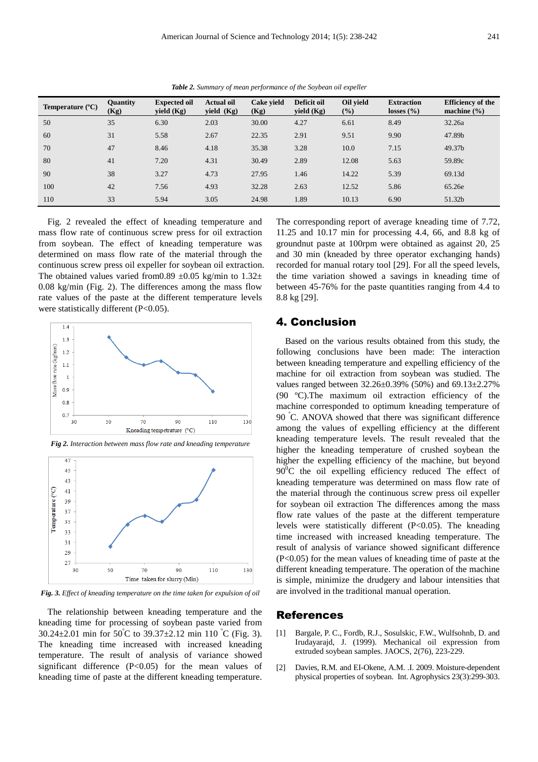*Table 2. Summary of mean performance of the Soybean oil expeller*

| Temperature (ºC) | Quantity (Kg) | Expected oil yield (Kg) | Actual oil yield (Kg) | Cake yield (Kg) | Deficit oil yield (Kg) | Oil yield (%) | Extraction losses (%) | Efficiency of the machine (%) |
|---|---|---|---|---|---|---|---|---|
| 50 | 35 | 6.30 | 2.03 | 30.00 | 4.27 | 6.61 | 8.49 | 32.26a |
| 60 | 31 | 5.58 | 2.67 | 22.35 | 2.91 | 9.51 | 9.90 | 47.89b |
| 70 | 47 | 8.46 | 4.18 | 35.38 | 3.28 | 10.0 | 7.15 | 49.37b |
| 80 | 41 | 7.20 | 4.31 | 30.49 | 2.89 | 12.08 | 5.63 | 59.89c |
| 90 | 38 | 3.27 | 4.73 | 27.95 | 1.46 | 14.22 | 5.39 | 69.13d |
| 100 | 42 | 7.56 | 4.93 | 32.28 | 2.63 | 12.52 | 5.86 | 65.26e |
| 110 | 33 | 5.94 | 3.05 | 24.98 | 1.89 | 10.13 | 6.90 | 51.32b |

Fig. 2 revealed the effect of kneading temperature and mass flow rate of continuous screw press for oil extraction from soybean. The effect of kneading temperature was determined on mass flow rate of the material through the continuous screw press oil expeller for soybean oil extraction. The obtained values varied from0.89 ±0.05 kg/min to 1.32± 0.08 kg/min (Fig. 2). The differences among the mass flow rate values of the paste at the different temperature levels were statistically different ($P<0.05$).

*Fig 2. Interaction between mass flow rate and kneading temperature*

*Fig. 3. Effect of kneading temperature on the time taken for expulsion of oil*

The relationship between kneading temperature and the kneading time for processing of soybean paste varied from 30.24±2.01 min for 50°C to 39.37±2.12 min 110 °C (Fig. 3). The kneading time increased with increased kneading temperature. The result of analysis of variance showed significant difference ($P<0.05$) for the mean values of kneading time of paste at the different kneading temperature. The corresponding report of average kneading time of 7.72, 11.25 and 10.17 min for processing 4.4, 66, and 8.8 kg of groundnut paste at 100rpm were obtained as against 20, 25 and 30 min (kneaded by three operator exchanging hands) recorded for manual rotary tool [29]. For all the speed levels, the time variation showed a savings in kneading time of between 45-76% for the paste quantities ranging from 4.4 to 8.8 kg [29].

## 4. Conclusion

Based on the various results obtained from this study, the following conclusions have been made: The interaction between kneading temperature and expelling efficiency of the machine for oil extraction from soybean was studied. The values ranged between 32.26±0.39% (50%) and 69.13±2.27% (90 ºC).The maximum oil extraction efficiency of the machine corresponded to optimum kneading temperature of 90 °C. ANOVA showed that there was significant difference among the values of expelling efficiency at the different kneading temperature levels. The result revealed that the higher the kneading temperature of crushed soybean the higher the expelling efficiency of the machine, but beyond 90$^{0}$C the oil expelling efficiency reduced The effect of kneading temperature was determined on mass flow rate of the material through the continuous screw press oil expeller for soybean oil extraction The differences among the mass flow rate values of the paste at the different temperature levels were statistically different ($P<0.05$). The kneading time increased with increased kneading temperature. The result of analysis of variance showed significant difference ($P<0.05$) for the mean values of kneading time of paste at the different kneading temperature. The operation of the machine is simple, minimize the drudgery and labour intensities that are involved in the traditional manual operation.

## References

[1] Bargale, P. C., Fordb, R.J., Sosulskic, F.W., Wulfsohnb, D. and Irudayarajd, J. (1999). Mechanical oil expression from extruded soybean samples. JAOCS, 2(76), 223-229.

[2] Davies, R.M. and EI-Okene, A.M. .I. 2009. Moisture-dependent physical properties of soybean. Int. Agrophysics 23(3):299-303.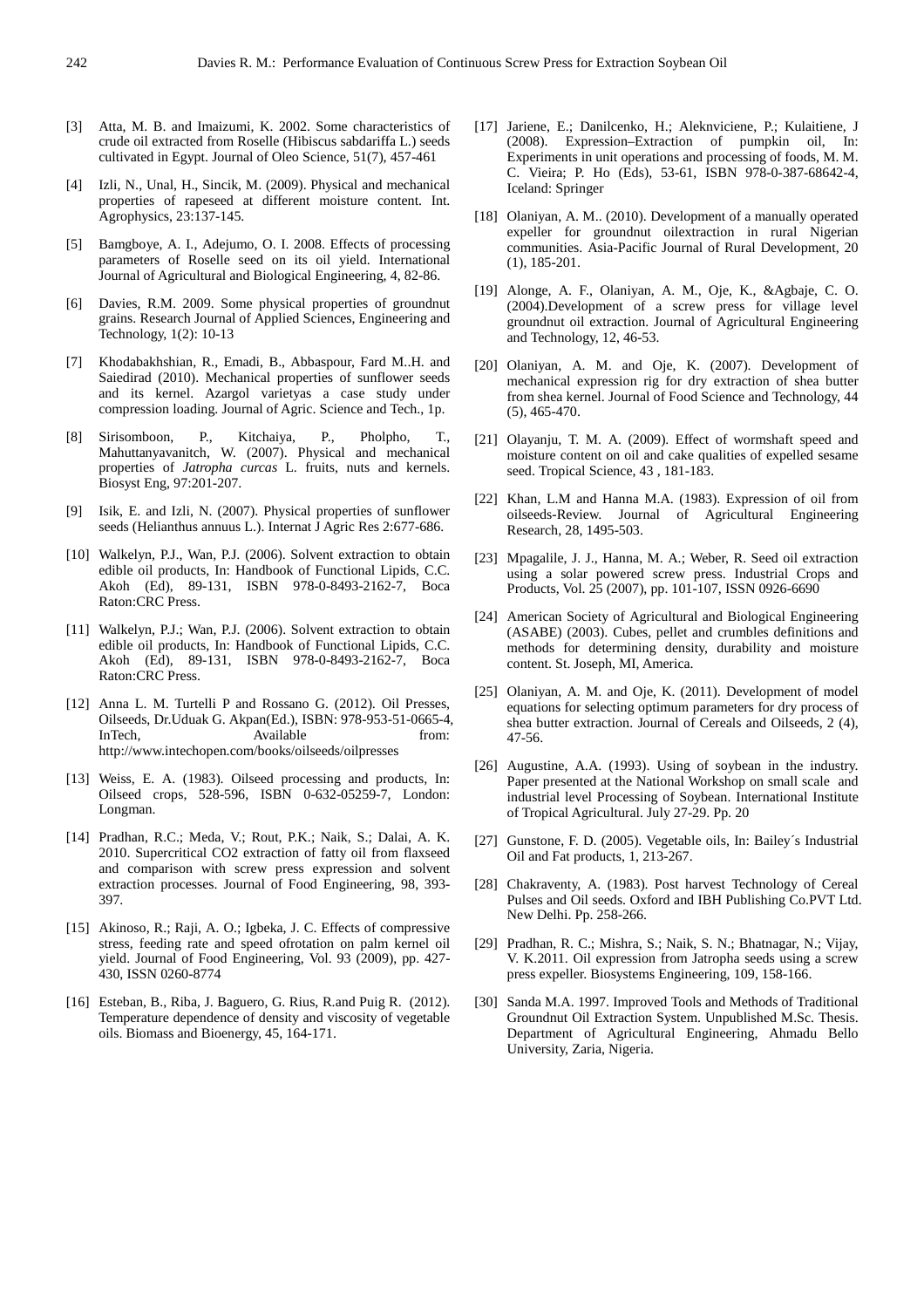[3] Atta, M. B. and Imaizumi, K. 2002. Some characteristics of crude oil extracted from Roselle (Hibiscus sabdariffa L.) seeds cultivated in Egypt. Journal of Oleo Science, 51(7), 457-461

[4] Izli, N., Unal, H., Sincik, M. (2009). Physical and mechanical properties of rapeseed at different moisture content. Int. Agrophysics, 23:137-145.

[5] Bamgboye, A. I., Adejumo, O. I. 2008. Effects of processing parameters of Roselle seed on its oil yield. International Journal of Agricultural and Biological Engineering, 4, 82-86.

[6] Davies, R.M. 2009. Some physical properties of groundnut grains. Research Journal of Applied Sciences, Engineering and Technology, 1(2): 10-13

[7] Khodabakhshian, R., Emadi, B., Abbaspour, Fard M..H. and Saiedirad (2010). Mechanical properties of sunflower seeds and its kernel. Azargol varietyas a case study under compression loading. Journal of Agric. Science and Tech., 1p.

[8] Sirisomboon, P., Kitchaiya, P., Pholpho, T., Mahuttanyavanitch, W. (2007). Physical and mechanical properties of *Jatropha curcas* L. fruits, nuts and kernels. Biosyst Eng, 97:201-207.

[9] Isik, E. and Izli, N. (2007). Physical properties of sunflower seeds (Helianthus annuus L.). Internat J Agric Res 2:677-686.

[10] Walkelyn, P.J., Wan, P.J. (2006). Solvent extraction to obtain edible oil products, In: Handbook of Functional Lipids, C.C. Akoh (Ed), 89-131, ISBN 978-0-8493-2162-7, Boca Raton:CRC Press.

[11] Walkelyn, P.J.; Wan, P.J. (2006). Solvent extraction to obtain edible oil products, In: Handbook of Functional Lipids, C.C. Akoh (Ed), 89-131, ISBN 978-0-8493-2162-7, Boca Raton:CRC Press.

[12] Anna L. M. Turtelli P and Rossano G. (2012). Oil Presses, Oilseeds, Dr.Uduak G. Akpan(Ed.), ISBN: 978-953-51-0665-4, InTech, Available from: http://www.intechopen.com/books/oilseeds/oilpresses

[13] Weiss, E. A. (1983). Oilseed processing and products, In: Oilseed crops, 528-596, ISBN 0-632-05259-7, London: Longman.

[14] Pradhan, R.C.; Meda, V.; Rout, P.K.; Naik, S.; Dalai, A. K. 2010. Supercritical CO2 extraction of fatty oil from flaxseed and comparison with screw press expression and solvent extraction processes. Journal of Food Engineering, 98, 393-397.

[15] Akinoso, R.; Raji, A. O.; Igbeka, J. C. Effects of compressive stress, feeding rate and speed ofrotation on palm kernel oil yield. Journal of Food Engineering, Vol. 93 (2009), pp. 427-430, ISSN 0260-8774

[16] Esteban, B., Riba, J. Baguero, G. Rius, R.and Puig R. (2012). Temperature dependence of density and viscosity of vegetable oils. Biomass and Bioenergy, 45, 164-171.

[17] Jariene, E.; Danilcenko, H.; Aleknviciene, P.; Kulaitiene, J (2008). Expression–Extraction of pumpkin oil, In: Experiments in unit operations and processing of foods, M. M. C. Vieira; P. Ho (Eds), 53-61, ISBN 978-0-387-68642-4, Iceland: Springer

[18] Olaniyan, A. M.. (2010). Development of a manually operated expeller for groundnut oilextraction in rural Nigerian communities. Asia-Pacific Journal of Rural Development, 20 (1), 185-201.

[19] Alonge, A. F., Olaniyan, A. M., Oje, K., &Agbaje, C. O. (2004).Development of a screw press for village level groundnut oil extraction. Journal of Agricultural Engineering and Technology, 12, 46-53.

[20] Olaniyan, A. M. and Oje, K. (2007). Development of mechanical expression rig for dry extraction of shea butter from shea kernel. Journal of Food Science and Technology, 44 (5), 465-470.

[21] Olayanju, T. M. A. (2009). Effect of wormshaft speed and moisture content on oil and cake qualities of expelled sesame seed. Tropical Science, 43 , 181-183.

[22] Khan, L.M and Hanna M.A. (1983). Expression of oil from oilseeds-Review. Journal of Agricultural Engineering Research, 28, 1495-503.

[23] Mpagalile, J. J., Hanna, M. A.; Weber, R. Seed oil extraction using a solar powered screw press. Industrial Crops and Products, Vol. 25 (2007), pp. 101-107, ISSN 0926-6690

[24] American Society of Agricultural and Biological Engineering (ASABE) (2003). Cubes, pellet and crumbles definitions and methods for determining density, durability and moisture content. St. Joseph, MI, America.

[25] Olaniyan, A. M. and Oje, K. (2011). Development of model equations for selecting optimum parameters for dry process of shea butter extraction. Journal of Cereals and Oilseeds, 2 (4), 47-56.

[26] Augustine, A.A. (1993). Using of soybean in the industry. Paper presented at the National Workshop on small scale and industrial level Processing of Soybean. International Institute of Tropical Agricultural. July 27-29. Pp. 20

[27] Gunstone, F. D. (2005). Vegetable oils, In: Bailey´s Industrial Oil and Fat products, 1, 213-267.

[28] Chakraventy, A. (1983). Post harvest Technology of Cereal Pulses and Oil seeds. Oxford and IBH Publishing Co.PVT Ltd. New Delhi. Pp. 258-266.

[29] Pradhan, R. C.; Mishra, S.; Naik, S. N.; Bhatnagar, N.; Vijay, V. K.2011. Oil expression from Jatropha seeds using a screw press expeller. Biosystems Engineering, 109, 158-166.

[30] Sanda M.A. 1997. Improved Tools and Methods of Traditional Groundnut Oil Extraction System. Unpublished M.Sc. Thesis. Department of Agricultural Engineering, Ahmadu Bello University, Zaria, Nigeria.